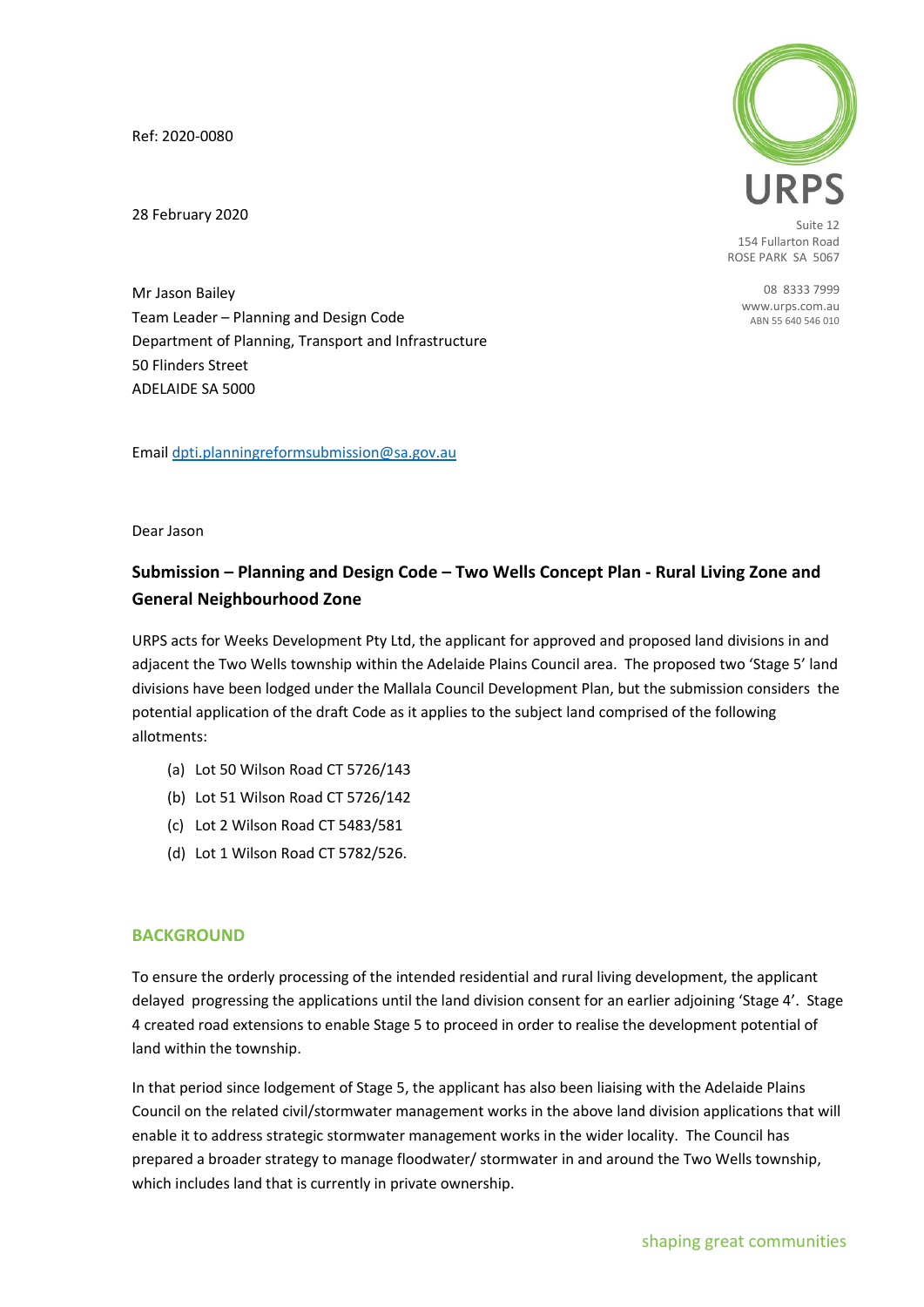Ref: 2020-0080

28 February 2020

URPS
Suite 12
154 Fullarton Road
ROSE PARK SA 5067

08 8333 7999
www.urps.com.au
ABN 55 640 546 010

Mr Jason Bailey
Team Leader – Planning and Design Code
Department of Planning, Transport and Infrastructure
50 Flinders Street
ADELAIDE SA 5000

Email dpti.planningreformsubmission@sa.gov.au

Dear Jason

## Submission – Planning and Design Code – Two Wells Concept Plan - Rural Living Zone and General Neighbourhood Zone

URPS acts for Weeks Development Pty Ltd, the applicant for approved and proposed land divisions in and adjacent the Two Wells township within the Adelaide Plains Council area. The proposed two 'Stage 5' land divisions have been lodged under the Mallala Council Development Plan, but the submission considers the potential application of the draft Code as it applies to the subject land comprised of the following allotments:

(a) Lot 50 Wilson Road CT 5726/143
(b) Lot 51 Wilson Road CT 5726/142
(c) Lot 2 Wilson Road CT 5483/581
(d) Lot 1 Wilson Road CT 5782/526.

## BACKGROUND

To ensure the orderly processing of the intended residential and rural living development, the applicant delayed progressing the applications until the land division consent for an earlier adjoining 'Stage 4'. Stage 4 created road extensions to enable Stage 5 to proceed in order to realise the development potential of land within the township.

In that period since lodgement of Stage 5, the applicant has also been liaising with the Adelaide Plains Council on the related civil/stormwater management works in the above land division applications that will enable it to address strategic stormwater management works in the wider locality. The Council has prepared a broader strategy to manage floodwater/ stormwater in and around the Two Wells township, which includes land that is currently in private ownership.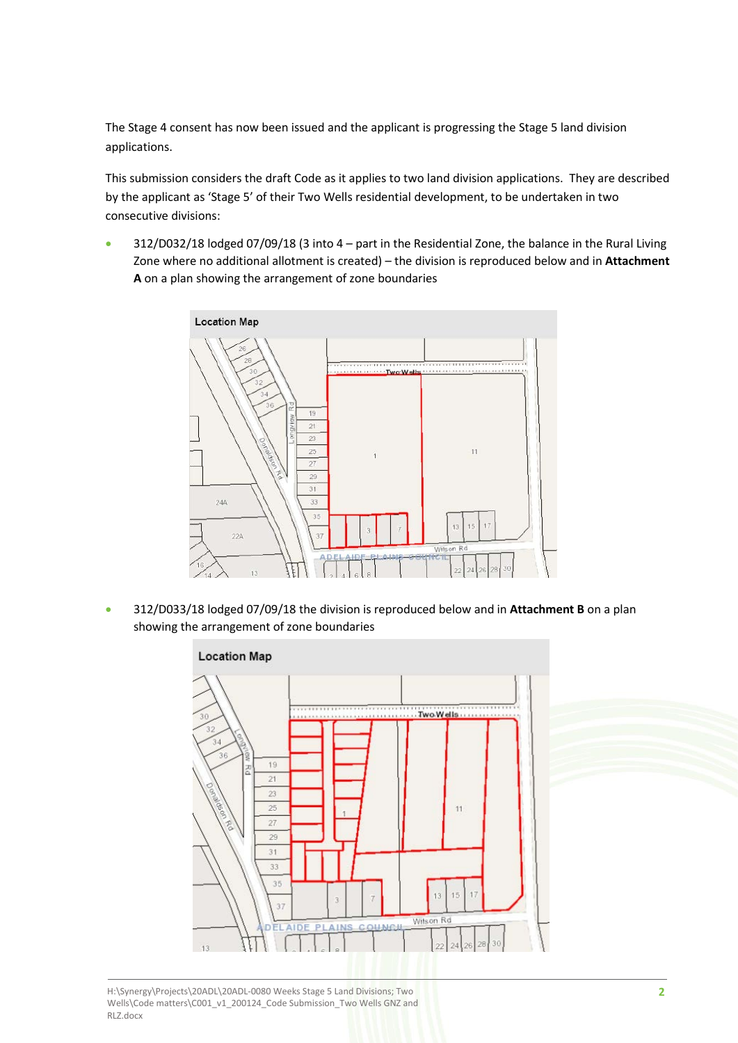The Stage 4 consent has now been issued and the applicant is progressing the Stage 5 land division applications.

This submission considers the draft Code as it applies to two land division applications. They are described by the applicant as 'Stage 5' of their Two Wells residential development, to be undertaken in two consecutive divisions:

- 312/D032/18 lodged 07/09/18 (3 into 4 – part in the Residential Zone, the balance in the Rural Living Zone where no additional allotment is created) – the division is reproduced below and in **Attachment A** on a plan showing the arrangement of zone boundaries

Location Map

- 312/D033/18 lodged 07/09/18 the division is reproduced below and in **Attachment B** on a plan showing the arrangement of zone boundaries

Location Map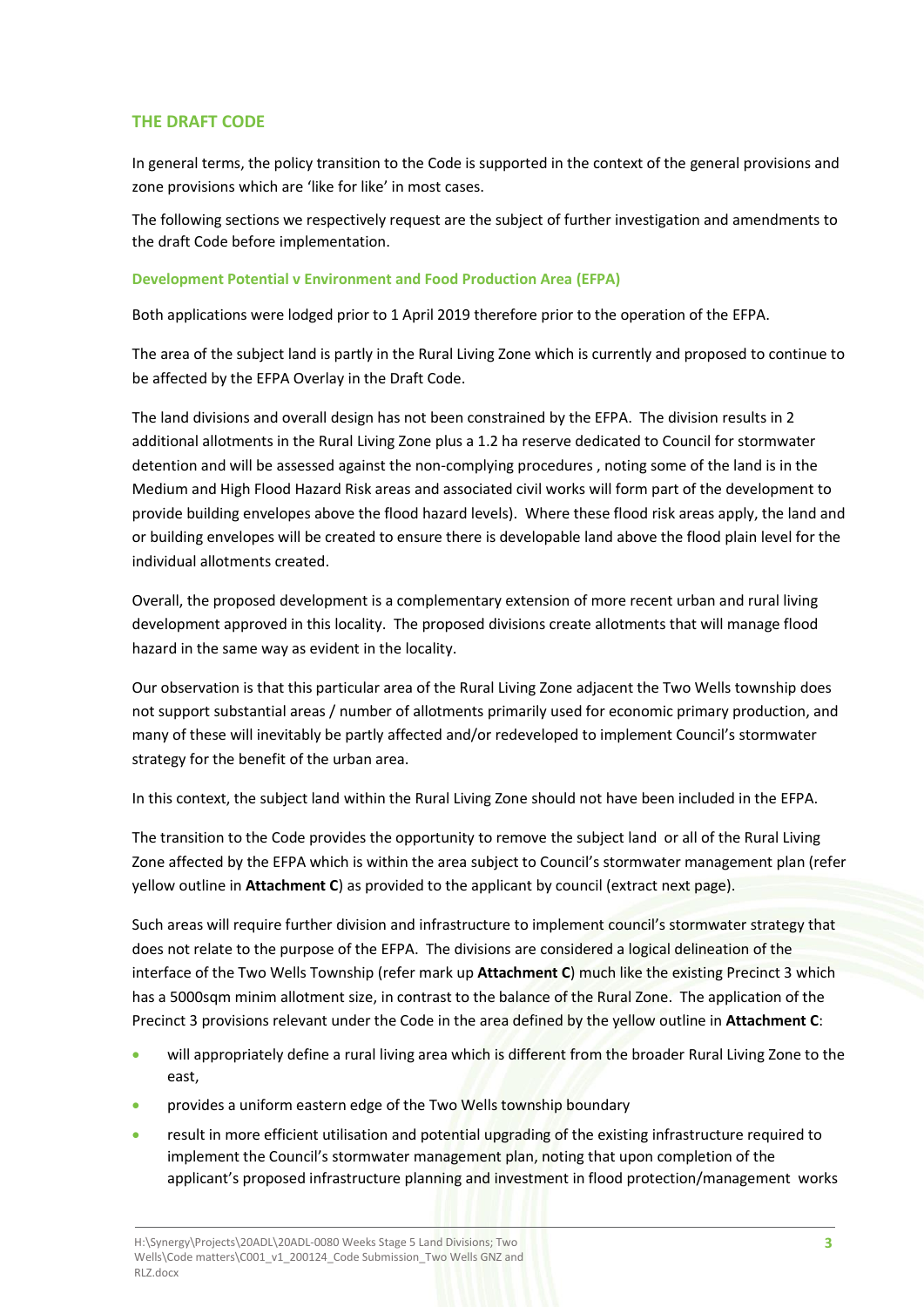## THE DRAFT CODE

In general terms, the policy transition to the Code is supported in the context of the general provisions and zone provisions which are 'like for like' in most cases.

The following sections we respectively request are the subject of further investigation and amendments to the draft Code before implementation.

### Development Potential v Environment and Food Production Area (EFPA)

Both applications were lodged prior to 1 April 2019 therefore prior to the operation of the EFPA.

The area of the subject land is partly in the Rural Living Zone which is currently and proposed to continue to be affected by the EFPA Overlay in the Draft Code.

The land divisions and overall design has not been constrained by the EFPA. The division results in 2 additional allotments in the Rural Living Zone plus a 1.2 ha reserve dedicated to Council for stormwater detention and will be assessed against the non-complying procedures , noting some of the land is in the Medium and High Flood Hazard Risk areas and associated civil works will form part of the development to provide building envelopes above the flood hazard levels). Where these flood risk areas apply, the land and or building envelopes will be created to ensure there is developable land above the flood plain level for the individual allotments created.

Overall, the proposed development is a complementary extension of more recent urban and rural living development approved in this locality. The proposed divisions create allotments that will manage flood hazard in the same way as evident in the locality.

Our observation is that this particular area of the Rural Living Zone adjacent the Two Wells township does not support substantial areas / number of allotments primarily used for economic primary production, and many of these will inevitably be partly affected and/or redeveloped to implement Council's stormwater strategy for the benefit of the urban area.

In this context, the subject land within the Rural Living Zone should not have been included in the EFPA.

The transition to the Code provides the opportunity to remove the subject land or all of the Rural Living Zone affected by the EFPA which is within the area subject to Council's stormwater management plan (refer yellow outline in **Attachment C**) as provided to the applicant by council (extract next page).

Such areas will require further division and infrastructure to implement council's stormwater strategy that does not relate to the purpose of the EFPA. The divisions are considered a logical delineation of the interface of the Two Wells Township (refer mark up **Attachment C**) much like the existing Precinct 3 which has a 5000sqm minim allotment size, in contrast to the balance of the Rural Zone. The application of the Precinct 3 provisions relevant under the Code in the area defined by the yellow outline in **Attachment C**:

- will appropriately define a rural living area which is different from the broader Rural Living Zone to the east,
- provides a uniform eastern edge of the Two Wells township boundary
- result in more efficient utilisation and potential upgrading of the existing infrastructure required to implement the Council's stormwater management plan, noting that upon completion of the applicant's proposed infrastructure planning and investment in flood protection/management works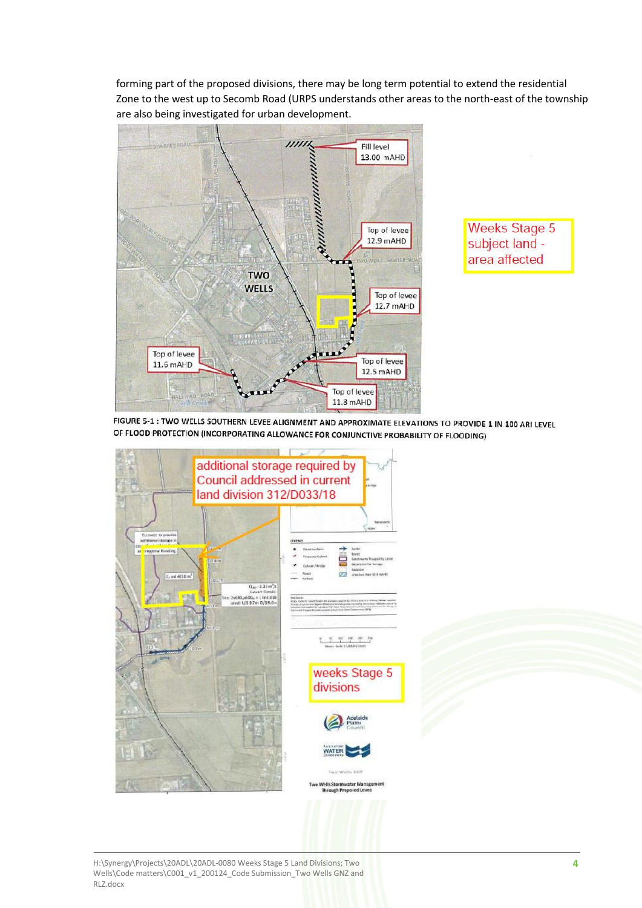forming part of the proposed divisions, there may be long term potential to extend the residential Zone to the west up to Secomb Road (URPS understands other areas to the north-east of the township are also being investigated for urban development.

Fill level 13.00 mAHD

Top of levee 12.9 mAHD

Top of levee 12.7 mAHD

Top of levee 11.6 mAHD

Top of levee 12.5 mAHD

Top of levee 11.8 mAHD

TWO WELLS

Weeks Stage 5 subject land - area affected

FIGURE 5-1 : TWO WELLS SOUTHERN LEVEE ALIGNMENT AND APPROXIMATE ELEVATIONS TO PROVIDE 1 IN 100 ARI LEVEL OF FLOOD PROTECTION (INCORPORATING ALLOWANCE FOR CONJUNCTIVE PROBABILITY OF FLOODING)

additional storage required by Council addressed in current land division 312/D033/18

weeks Stage 5 divisions

Two Wells Stormwater Management Through Proposed Levee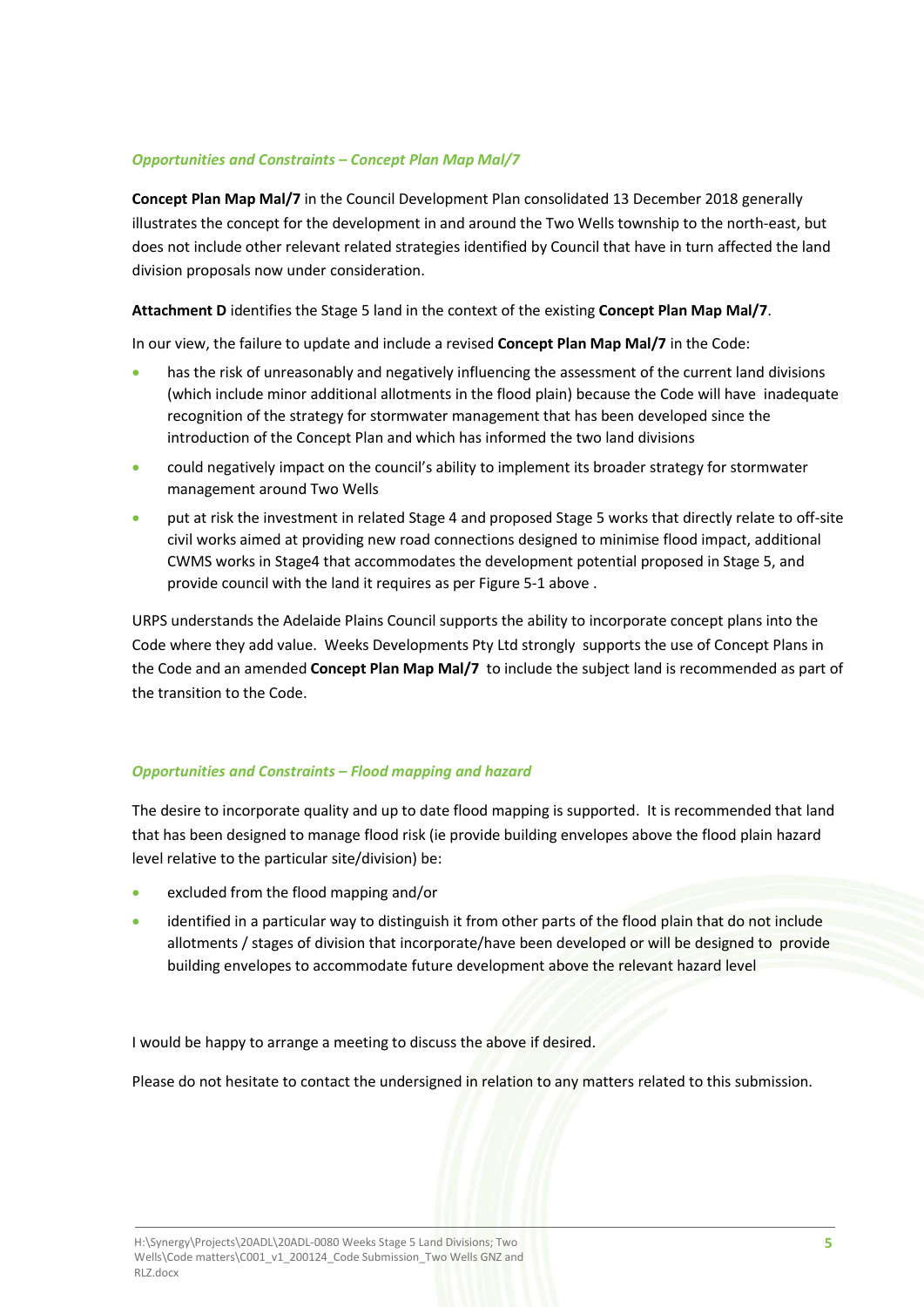### *Opportunities and Constraints – Concept Plan Map Mal/7*

**Concept Plan Map Mal/7** in the Council Development Plan consolidated 13 December 2018 generally illustrates the concept for the development in and around the Two Wells township to the north-east, but does not include other relevant related strategies identified by Council that have in turn affected the land division proposals now under consideration.

**Attachment D** identifies the Stage 5 land in the context of the existing **Concept Plan Map Mal/7**.

In our view, the failure to update and include a revised **Concept Plan Map Mal/7** in the Code:

- has the risk of unreasonably and negatively influencing the assessment of the current land divisions (which include minor additional allotments in the flood plain) because the Code will have inadequate recognition of the strategy for stormwater management that has been developed since the introduction of the Concept Plan and which has informed the two land divisions
- could negatively impact on the council's ability to implement its broader strategy for stormwater management around Two Wells
- put at risk the investment in related Stage 4 and proposed Stage 5 works that directly relate to off-site civil works aimed at providing new road connections designed to minimise flood impact, additional CWMS works in Stage4 that accommodates the development potential proposed in Stage 5, and provide council with the land it requires as per Figure 5-1 above .

URPS understands the Adelaide Plains Council supports the ability to incorporate concept plans into the Code where they add value. Weeks Developments Pty Ltd strongly supports the use of Concept Plans in the Code and an amended **Concept Plan Map Mal/7** to include the subject land is recommended as part of the transition to the Code.

### *Opportunities and Constraints – Flood mapping and hazard*

The desire to incorporate quality and up to date flood mapping is supported. It is recommended that land that has been designed to manage flood risk (ie provide building envelopes above the flood plain hazard level relative to the particular site/division) be:

- excluded from the flood mapping and/or
- identified in a particular way to distinguish it from other parts of the flood plain that do not include allotments / stages of division that incorporate/have been developed or will be designed to provide building envelopes to accommodate future development above the relevant hazard level

I would be happy to arrange a meeting to discuss the above if desired.

Please do not hesitate to contact the undersigned in relation to any matters related to this submission.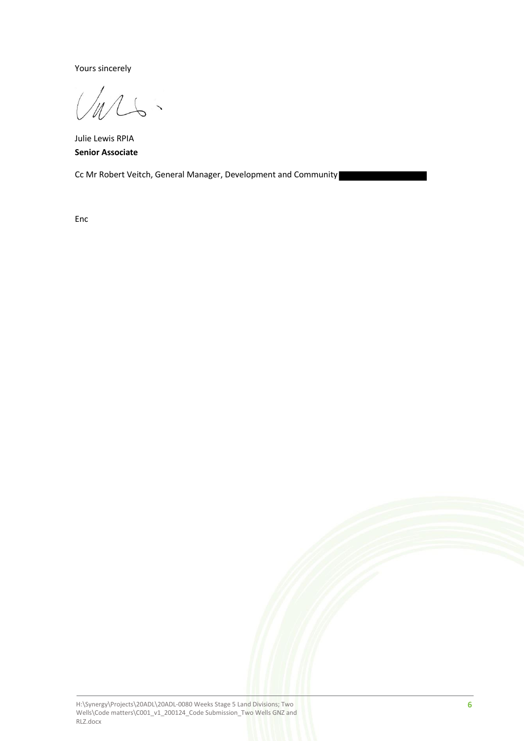Yours sincerely

Julie Lewis RPIA
**Senior Associate**

Cc Mr Robert Veitch, General Manager, Development and Community

Enc

H:\Synergy\Projects\20ADL\20ADL-0080 Weeks Stage 5 Land Divisions; Two Wells\Code matters\C001_v1_200124_Code Submission_Two Wells GNZ and RLZ.docx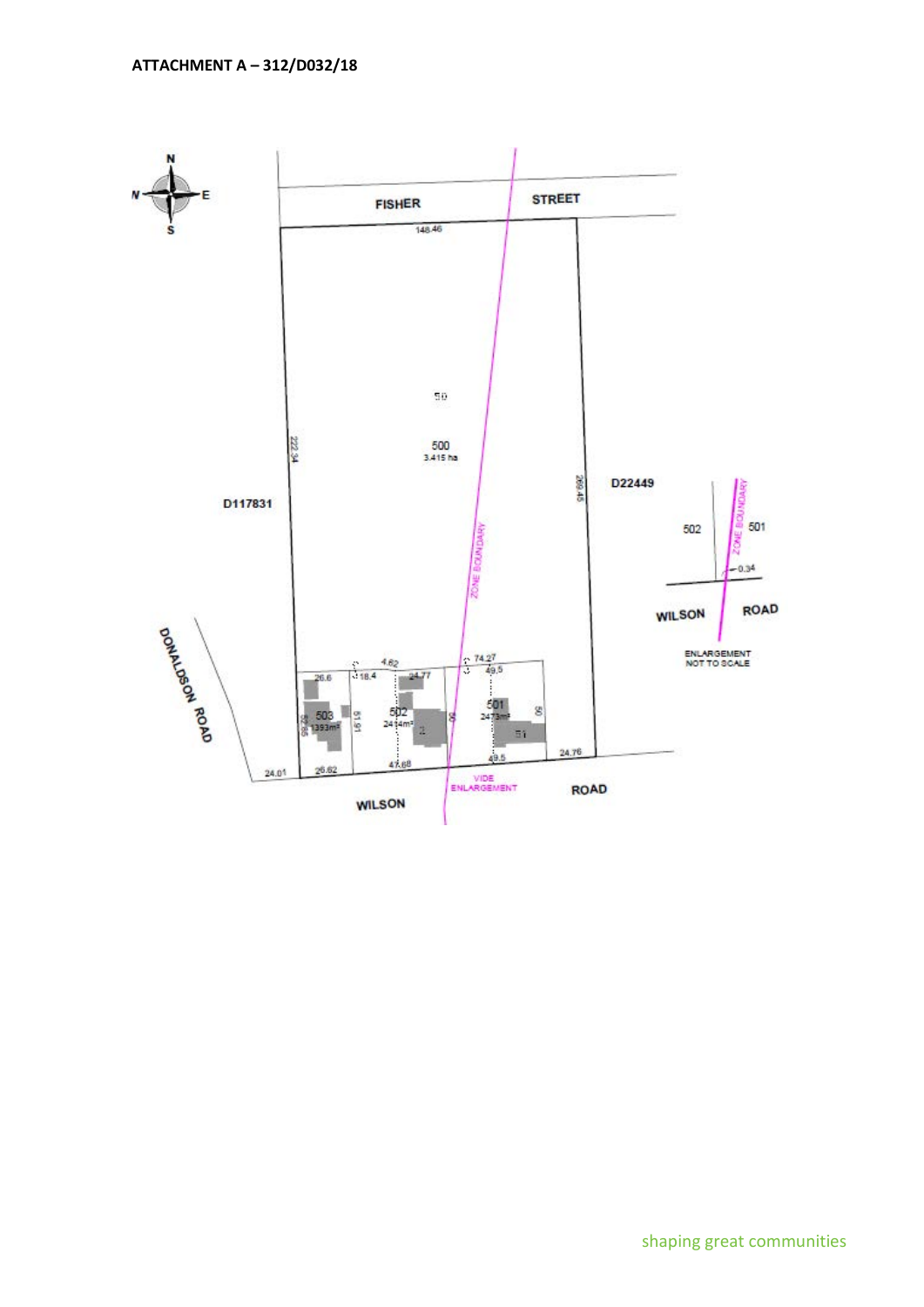**ATTACHMENT A – 312/D032/18**

N
N
E
S

FISHER STREET

148.46

50

500
3.415 ha

222.34

269.45

D117831

D22449

ZONE BOUNDARY

502

501

ZONE BOUNDARY

0.34

WILSON ROAD

ENLARGEMENT
NOT TO SCALE

DONALDSON ROAD

4.62

18.4

74.27

49.5

26.6

24.77

503
1393m²

52.85

51.91

502
2434m²

50

501
2473m²

50

51

49.5

24.76

24.01

26.62

47.68

VIDE
ENLARGEMENT

WILSON

ROAD

shaping great communities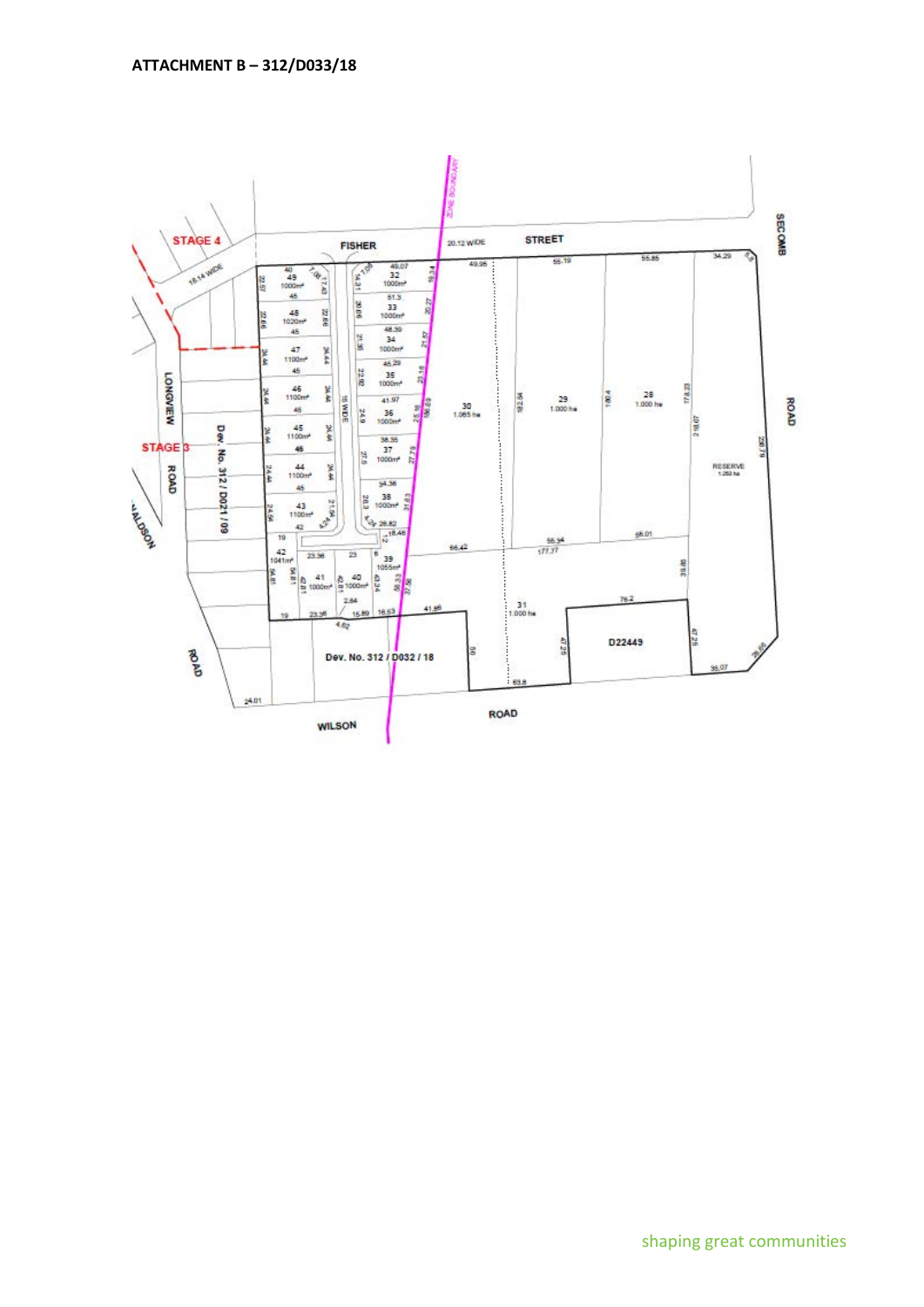**ATTACHMENT B – 312/D033/18**

STAGE 4

FISHER

20.12 WIDE

STREET

SECOMB

ROAD

LONGVIEW

ROAD

STAGE 3

Dev. No. 312 / D021 / 09

RESERVE
1.263 ha

D22449

Dev. No. 312 / D032 / 18

WILSON

ROAD

ROAD

ZONE BOUNDARY

18.14 WIDE

15 WIDE

49
1000m²

48
1020m²

47
1100m²

46
1100m²

45
1100m²

44
1100m²

43
1100m²

42
1041m²

41
1000m²

40
1000m²

39
1055m²

38
1000m²

37
1000m²

36
1000m²

35
1000m²

34
1000m²

33
1000m²

32
1000m²

30
1.065 ha

29
1.000 ha

28
1.000 ha

31
1.000 ha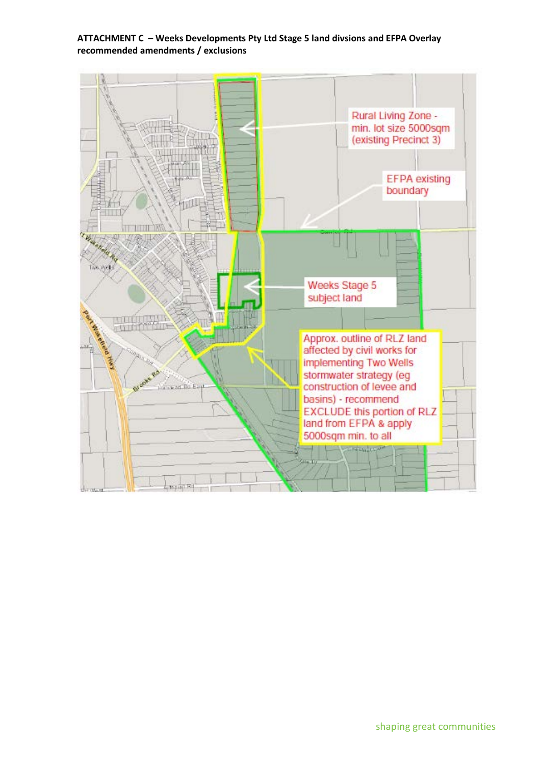**ATTACHMENT C – Weeks Developments Pty Ltd Stage 5 land divsions and EFPA Overlay recommended amendments / exclusions**

Rural Living Zone - min. lot size 5000sqm (existing Precinct 3)

EFPA existing boundary

Weeks Stage 5 subject land

Approx. outline of RLZ land affected by civil works for implementing Two Wells stormwater strategy (eg construction of levee and basins) - recommend EXCLUDE this portion of RLZ land from EFPA & apply 5000sqm min. to all

Port Wakefield Hwy

Brooks Rd

Two Wells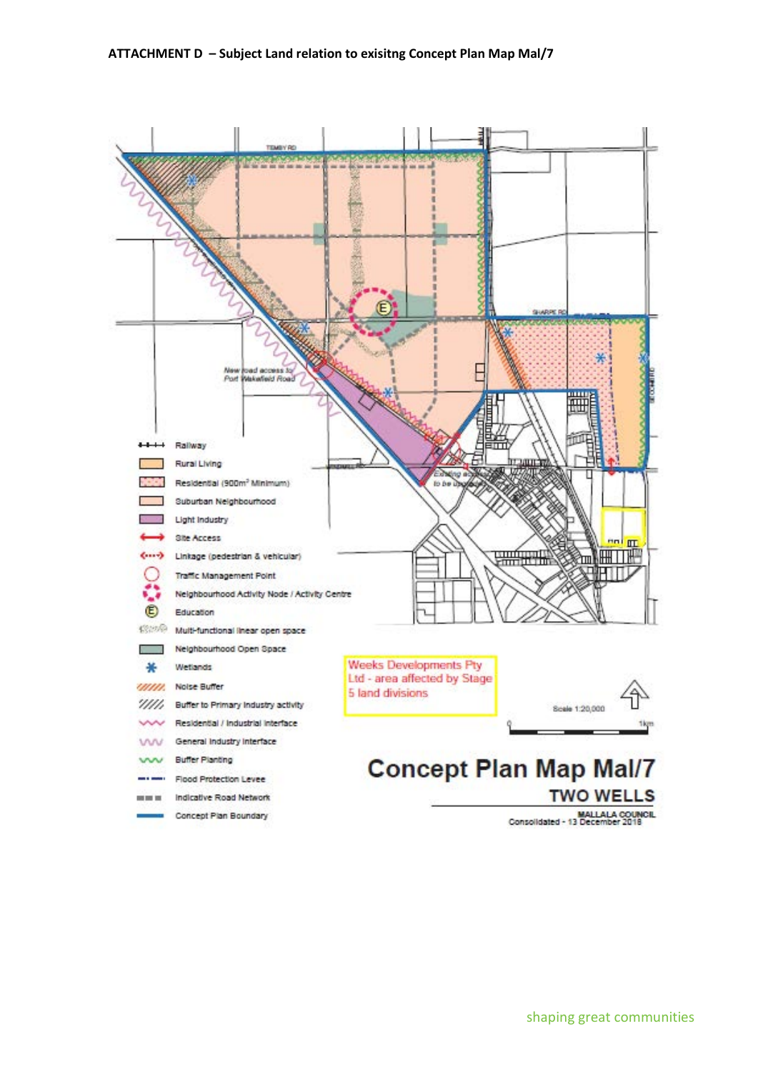**ATTACHMENT D – Subject Land relation to exisitng Concept Plan Map Mal/7**

TEMBY RD

SHARPE RD

SECOND RD

New road access to Port Wakefield Road

Existing access to be upgraded

Railway

Rural Living

Residential (900m² Minimum)

Suburban Neighbourhood

Light Industry

Site Access

Linkage (pedestrian & vehicular)

Traffic Management Point

Neighbourhood Activity Node / Activity Centre

Education

Multi-functional linear open space

Neighbourhood Open Space

Wetlands

Noise Buffer

Buffer to Primary Industry activity

Residential / Industrial Interface

General Industry Interface

Buffer Planting

Flood Protection Levee

Indicative Road Network

Concept Plan Boundary

Weeks Developments Pty Ltd - area affected by Stage 5 land divisions

Scale 1:20,000

0

1km

# Concept Plan Map Mal/7

## TWO WELLS

MALLALA COUNCIL

Consolidated - 13 December 2018

shaping great communities